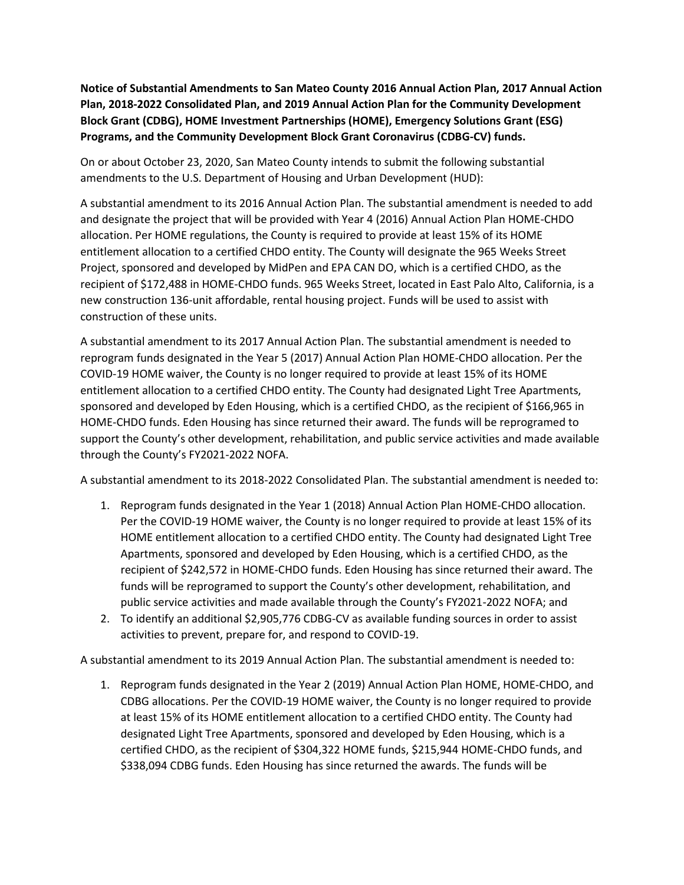**Notice of Substantial Amendments to San Mateo County 2016 Annual Action Plan, 2017 Annual Action Plan, 2018-2022 Consolidated Plan, and 2019 Annual Action Plan for the Community Development Block Grant (CDBG), HOME Investment Partnerships (HOME), Emergency Solutions Grant (ESG) Programs, and the Community Development Block Grant Coronavirus (CDBG-CV) funds.**

On or about October 23, 2020, San Mateo County intends to submit the following substantial amendments to the U.S. Department of Housing and Urban Development (HUD):

A substantial amendment to its 2016 Annual Action Plan. The substantial amendment is needed to add and designate the project that will be provided with Year 4 (2016) Annual Action Plan HOME-CHDO allocation. Per HOME regulations, the County is required to provide at least 15% of its HOME entitlement allocation to a certified CHDO entity. The County will designate the 965 Weeks Street Project, sponsored and developed by MidPen and EPA CAN DO, which is a certified CHDO, as the recipient of $172,488 in HOME-CHDO funds. 965 Weeks Street, located in East Palo Alto, California, is a new construction 136-unit affordable, rental housing project. Funds will be used to assist with construction of these units.

A substantial amendment to its 2017 Annual Action Plan. The substantial amendment is needed to reprogram funds designated in the Year 5 (2017) Annual Action Plan HOME-CHDO allocation. Per the COVID-19 HOME waiver, the County is no longer required to provide at least 15% of its HOME entitlement allocation to a certified CHDO entity. The County had designated Light Tree Apartments, sponsored and developed by Eden Housing, which is a certified CHDO, as the recipient of $166,965 in HOME-CHDO funds. Eden Housing has since returned their award. The funds will be reprogramed to support the County's other development, rehabilitation, and public service activities and made available through the County's FY2021-2022 NOFA.

A substantial amendment to its 2018-2022 Consolidated Plan. The substantial amendment is needed to:

1. Reprogram funds designated in the Year 1 (2018) Annual Action Plan HOME-CHDO allocation. Per the COVID-19 HOME waiver, the County is no longer required to provide at least 15% of its HOME entitlement allocation to a certified CHDO entity. The County had designated Light Tree Apartments, sponsored and developed by Eden Housing, which is a certified CHDO, as the recipient of $242,572 in HOME-CHDO funds. Eden Housing has since returned their award. The funds will be reprogramed to support the County's other development, rehabilitation, and public service activities and made available through the County's FY2021-2022 NOFA; and
2. To identify an additional $2,905,776 CDBG-CV as available funding sources in order to assist activities to prevent, prepare for, and respond to COVID-19.

A substantial amendment to its 2019 Annual Action Plan. The substantial amendment is needed to:

1. Reprogram funds designated in the Year 2 (2019) Annual Action Plan HOME, HOME-CHDO, and CDBG allocations. Per the COVID-19 HOME waiver, the County is no longer required to provide at least 15% of its HOME entitlement allocation to a certified CHDO entity. The County had designated Light Tree Apartments, sponsored and developed by Eden Housing, which is a certified CHDO, as the recipient of $304,322 HOME funds, $215,944 HOME-CHDO funds, and $338,094 CDBG funds. Eden Housing has since returned the awards. The funds will be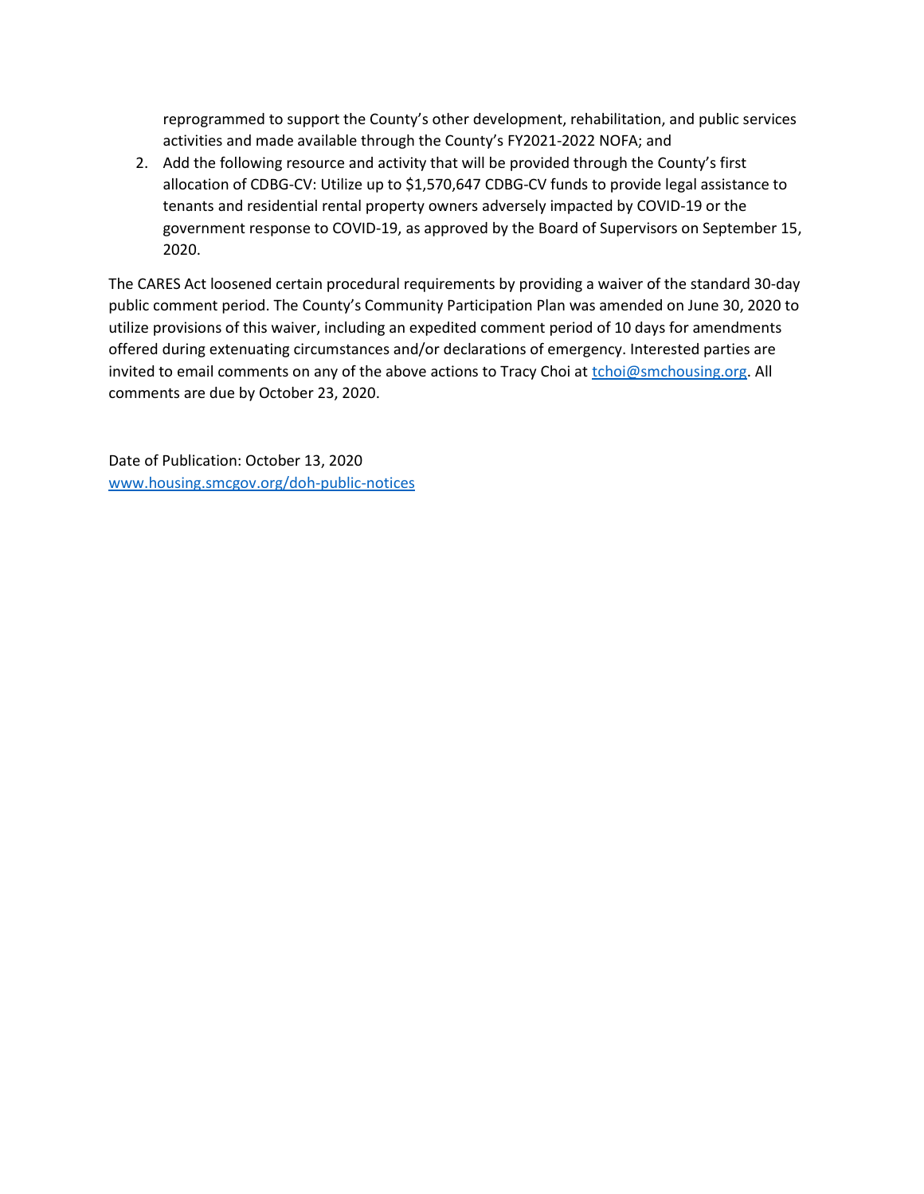reprogrammed to support the County's other development, rehabilitation, and public services activities and made available through the County's FY2021-2022 NOFA; and

2. Add the following resource and activity that will be provided through the County's first allocation of CDBG-CV: Utilize up to $1,570,647 CDBG-CV funds to provide legal assistance to tenants and residential rental property owners adversely impacted by COVID-19 or the government response to COVID-19, as approved by the Board of Supervisors on September 15, 2020.

The CARES Act loosened certain procedural requirements by providing a waiver of the standard 30-day public comment period. The County's Community Participation Plan was amended on June 30, 2020 to utilize provisions of this waiver, including an expedited comment period of 10 days for amendments offered during extenuating circumstances and/or declarations of emergency. Interested parties are invited to email comments on any of the above actions to Tracy Choi at [tchoi@smchousing.org](mailto:tchoi@smchousing.org). All comments are due by October 23, 2020.

Date of Publication: October 13, 2020
[www.housing.smcgov.org/doh-public-notices](http://www.housing.smcgov.org/doh-public-notices)